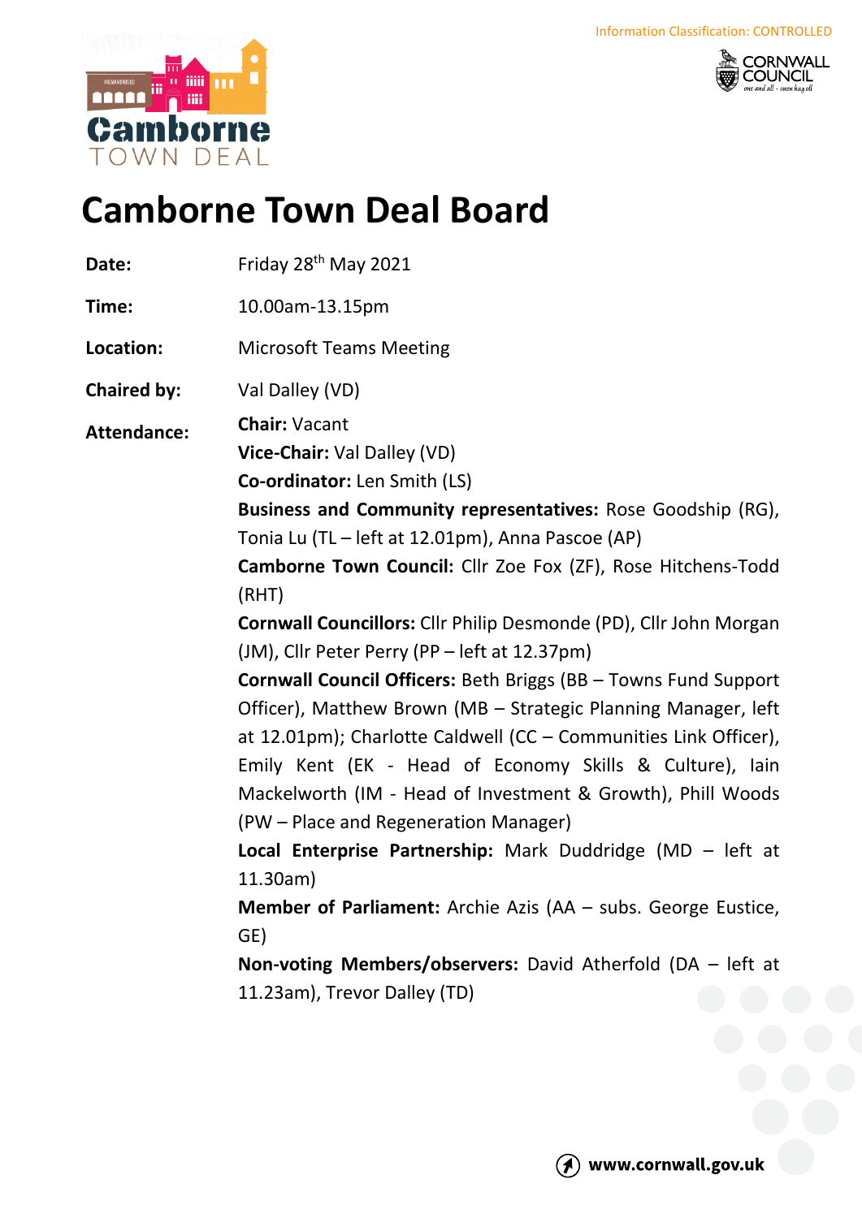Information Classification: CONTROLLED

# Camborne Town Deal Board

**Date:** Friday 28th May 2021

**Time:** 10.00am-13.15pm

**Location:** Microsoft Teams Meeting

**Chaired by:** Val Dalley (VD)

**Attendance:**

**Chair:** Vacant

**Vice-Chair:** Val Dalley (VD)

**Co-ordinator:** Len Smith (LS)

**Business and Community representatives:** Rose Goodship (RG), Tonia Lu (TL – left at 12.01pm), Anna Pascoe (AP)

**Camborne Town Council:** Cllr Zoe Fox (ZF), Rose Hitchens-Todd (RHT)

**Cornwall Councillors:** Cllr Philip Desmonde (PD), Cllr John Morgan (JM), Cllr Peter Perry (PP – left at 12.37pm)

**Cornwall Council Officers:** Beth Briggs (BB – Towns Fund Support Officer), Matthew Brown (MB – Strategic Planning Manager, left at 12.01pm); Charlotte Caldwell (CC – Communities Link Officer), Emily Kent (EK - Head of Economy Skills & Culture), Iain Mackelworth (IM - Head of Investment & Growth), Phill Woods (PW – Place and Regeneration Manager)

**Local Enterprise Partnership:** Mark Duddridge (MD – left at 11.30am)

**Member of Parliament:** Archie Azis (AA – subs. George Eustice, GE)

**Non-voting Members/observers:** David Atherfold (DA – left at 11.23am), Trevor Dalley (TD)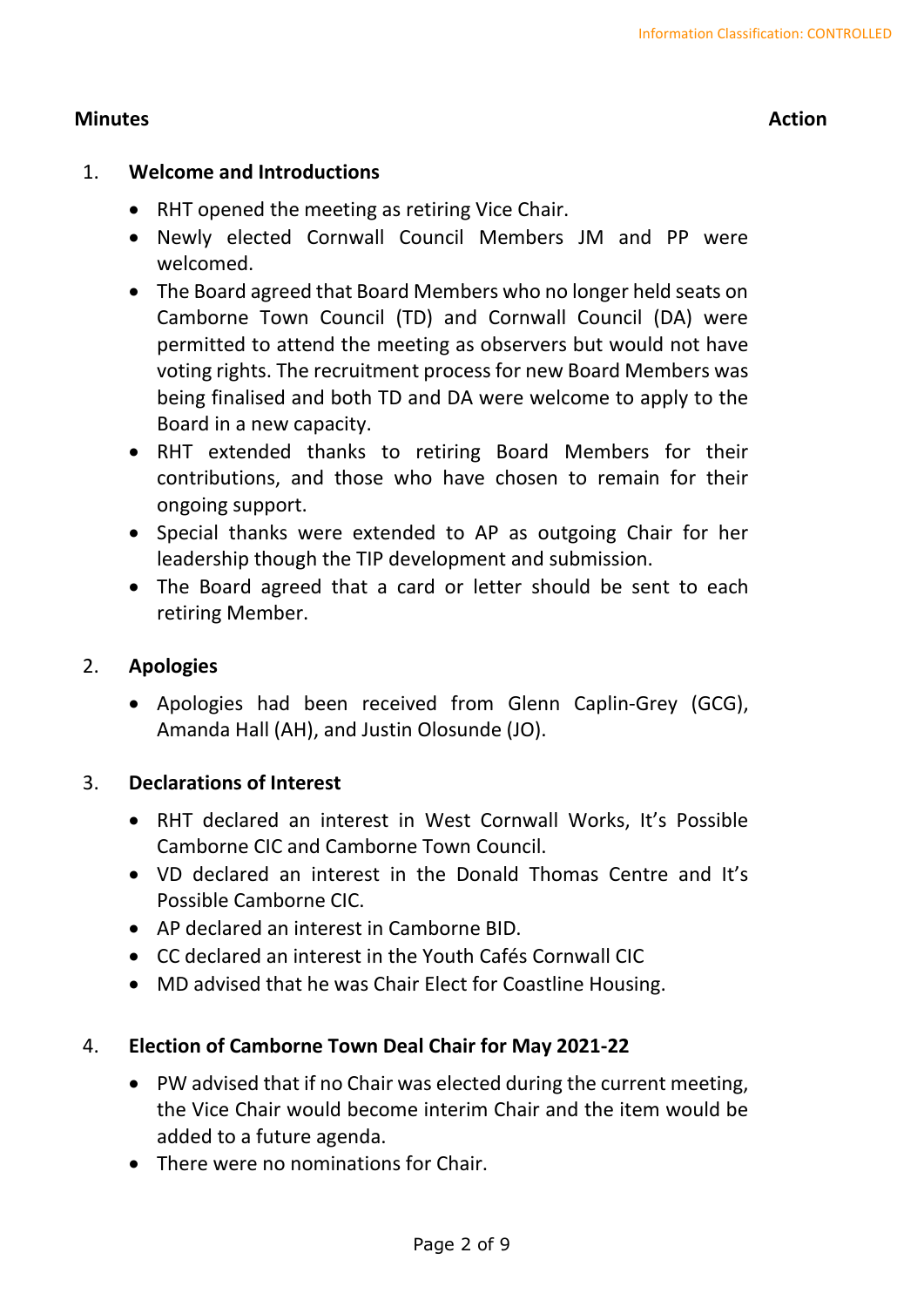**Minutes** **Action**

1. **Welcome and Introductions**

   - RHT opened the meeting as retiring Vice Chair.
   - Newly elected Cornwall Council Members JM and PP were welcomed.
   - The Board agreed that Board Members who no longer held seats on Camborne Town Council (TD) and Cornwall Council (DA) were permitted to attend the meeting as observers but would not have voting rights. The recruitment process for new Board Members was being finalised and both TD and DA were welcome to apply to the Board in a new capacity.
   - RHT extended thanks to retiring Board Members for their contributions, and those who have chosen to remain for their ongoing support.
   - Special thanks were extended to AP as outgoing Chair for her leadership though the TIP development and submission.
   - The Board agreed that a card or letter should be sent to each retiring Member.

2. **Apologies**

   - Apologies had been received from Glenn Caplin-Grey (GCG), Amanda Hall (AH), and Justin Olosunde (JO).

3. **Declarations of Interest**

   - RHT declared an interest in West Cornwall Works, It's Possible Camborne CIC and Camborne Town Council.
   - VD declared an interest in the Donald Thomas Centre and It's Possible Camborne CIC.
   - AP declared an interest in Camborne BID.
   - CC declared an interest in the Youth Cafés Cornwall CIC
   - MD advised that he was Chair Elect for Coastline Housing.

4. **Election of Camborne Town Deal Chair for May 2021-22**

   - PW advised that if no Chair was elected during the current meeting, the Vice Chair would become interim Chair and the item would be added to a future agenda.
   - There were no nominations for Chair.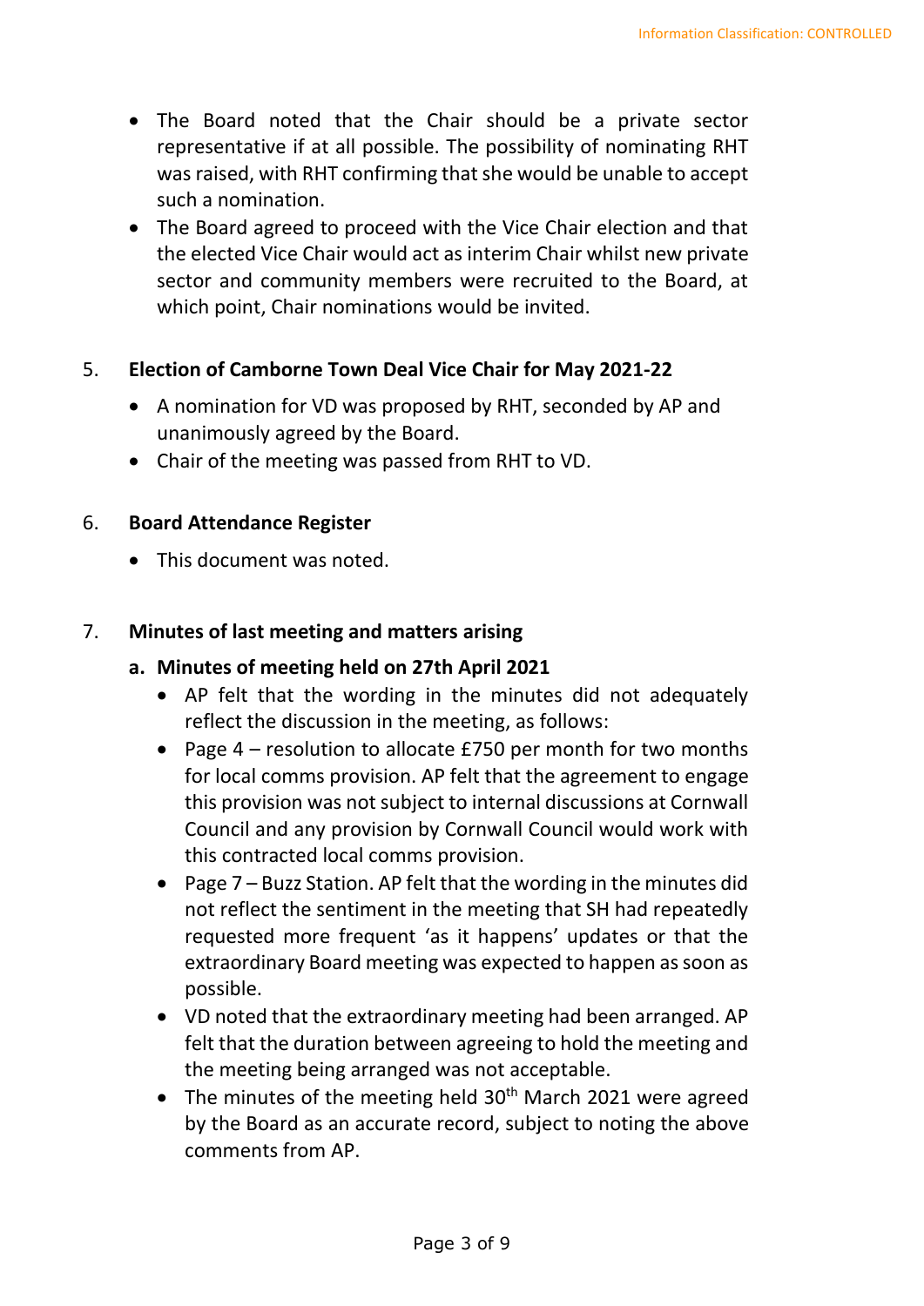- The Board noted that the Chair should be a private sector representative if at all possible. The possibility of nominating RHT was raised, with RHT confirming that she would be unable to accept such a nomination.
- The Board agreed to proceed with the Vice Chair election and that the elected Vice Chair would act as interim Chair whilst new private sector and community members were recruited to the Board, at which point, Chair nominations would be invited.

5. **Election of Camborne Town Deal Vice Chair for May 2021-22**

   - A nomination for VD was proposed by RHT, seconded by AP and unanimously agreed by the Board.
   - Chair of the meeting was passed from RHT to VD.

6. **Board Attendance Register**

   - This document was noted.

7. **Minutes of last meeting and matters arising**

   **a. Minutes of meeting held on 27th April 2021**

   - AP felt that the wording in the minutes did not adequately reflect the discussion in the meeting, as follows:
   - Page 4 – resolution to allocate £750 per month for two months for local comms provision. AP felt that the agreement to engage this provision was not subject to internal discussions at Cornwall Council and any provision by Cornwall Council would work with this contracted local comms provision.
   - Page 7 – Buzz Station. AP felt that the wording in the minutes did not reflect the sentiment in the meeting that SH had repeatedly requested more frequent 'as it happens' updates or that the extraordinary Board meeting was expected to happen as soon as possible.
   - VD noted that the extraordinary meeting had been arranged. AP felt that the duration between agreeing to hold the meeting and the meeting being arranged was not acceptable.
   - The minutes of the meeting held 30th March 2021 were agreed by the Board as an accurate record, subject to noting the above comments from AP.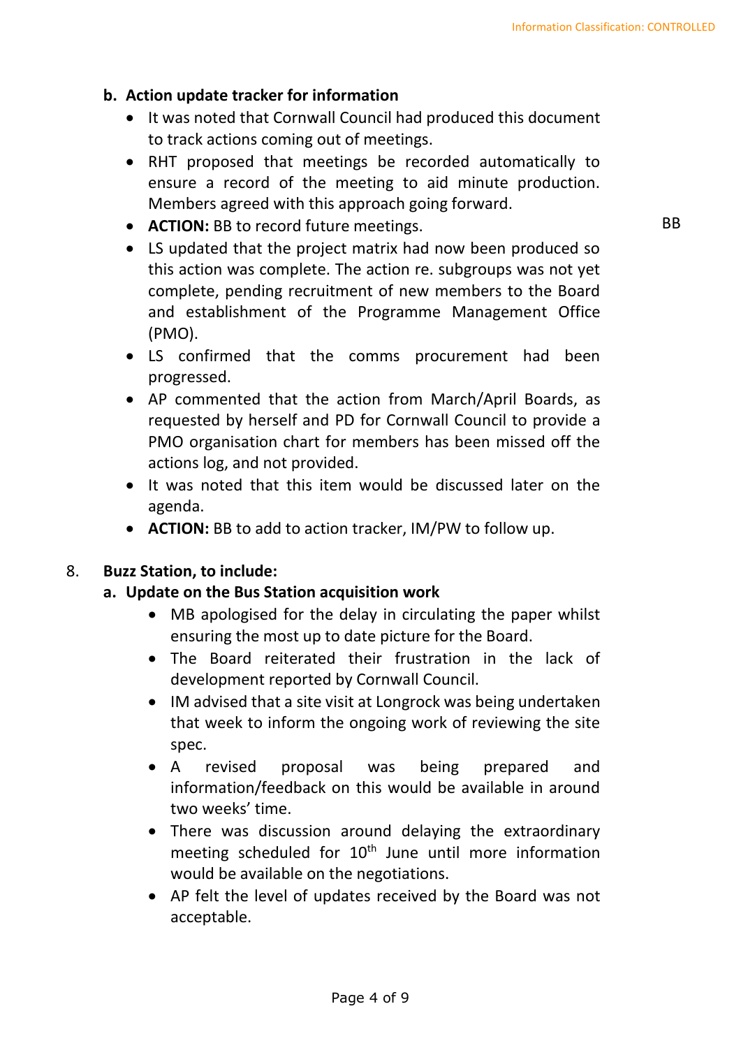**b. Action update tracker for information**

- It was noted that Cornwall Council had produced this document to track actions coming out of meetings.
- RHT proposed that meetings be recorded automatically to ensure a record of the meeting to aid minute production. Members agreed with this approach going forward.
- **ACTION:** BB to record future meetings. BB
- LS updated that the project matrix had now been produced so this action was complete. The action re. subgroups was not yet complete, pending recruitment of new members to the Board and establishment of the Programme Management Office (PMO).
- LS confirmed that the comms procurement had been progressed.
- AP commented that the action from March/April Boards, as requested by herself and PD for Cornwall Council to provide a PMO organisation chart for members has been missed off the actions log, and not provided.
- It was noted that this item would be discussed later on the agenda.
- **ACTION:** BB to add to action tracker, IM/PW to follow up.

8. **Buzz Station, to include:**

**a. Update on the Bus Station acquisition work**

- MB apologised for the delay in circulating the paper whilst ensuring the most up to date picture for the Board.
- The Board reiterated their frustration in the lack of development reported by Cornwall Council.
- IM advised that a site visit at Longrock was being undertaken that week to inform the ongoing work of reviewing the site spec.
- A revised proposal was being prepared and information/feedback on this would be available in around two weeks' time.
- There was discussion around delaying the extraordinary meeting scheduled for 10th June until more information would be available on the negotiations.
- AP felt the level of updates received by the Board was not acceptable.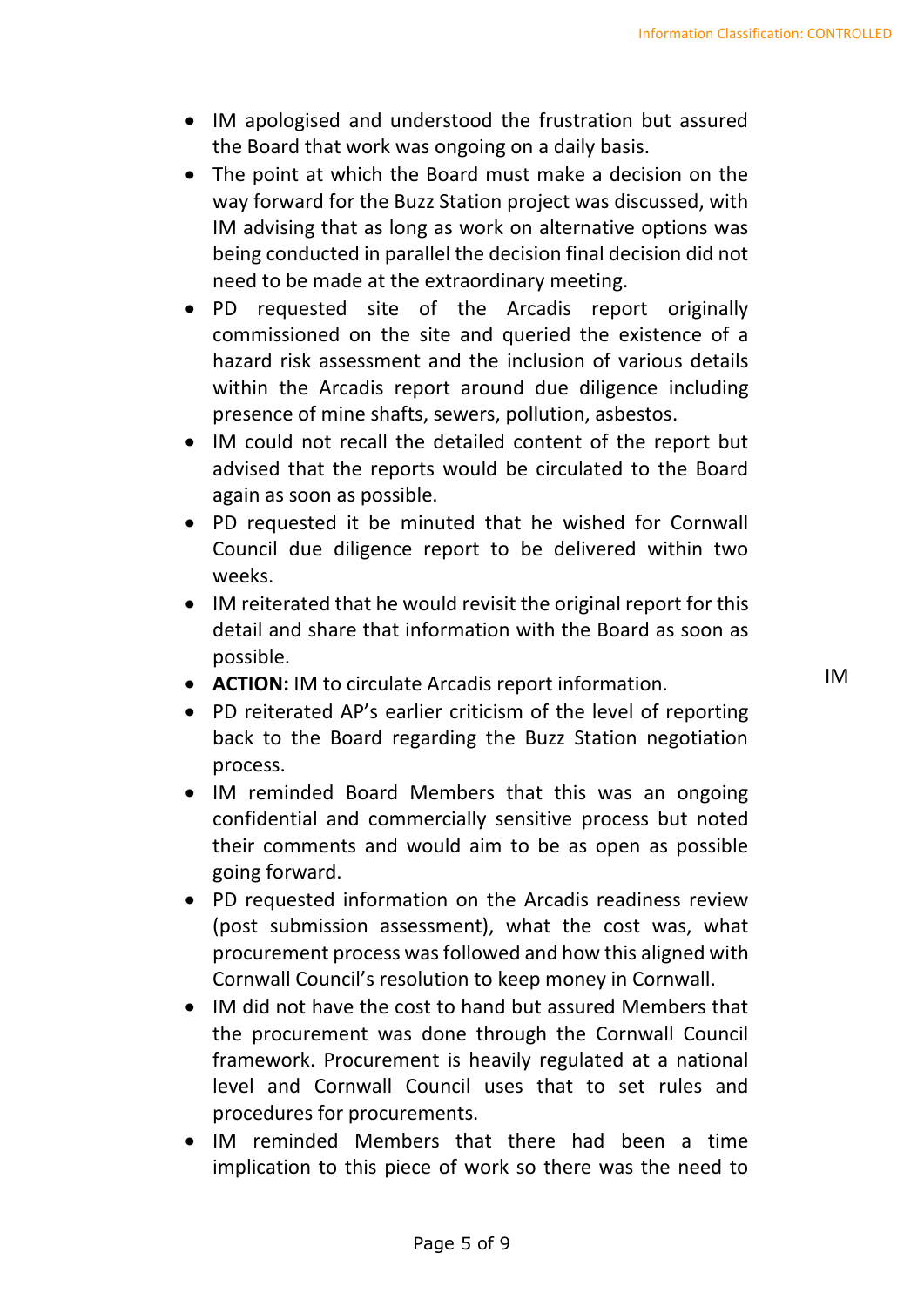- IM apologised and understood the frustration but assured the Board that work was ongoing on a daily basis.
- The point at which the Board must make a decision on the way forward for the Buzz Station project was discussed, with IM advising that as long as work on alternative options was being conducted in parallel the decision final decision did not need to be made at the extraordinary meeting.
- PD requested site of the Arcadis report originally commissioned on the site and queried the existence of a hazard risk assessment and the inclusion of various details within the Arcadis report around due diligence including presence of mine shafts, sewers, pollution, asbestos.
- IM could not recall the detailed content of the report but advised that the reports would be circulated to the Board again as soon as possible.
- PD requested it be minuted that he wished for Cornwall Council due diligence report to be delivered within two weeks.
- IM reiterated that he would revisit the original report for this detail and share that information with the Board as soon as possible.
- **ACTION:** IM to circulate Arcadis report information. — IM
- PD reiterated AP's earlier criticism of the level of reporting back to the Board regarding the Buzz Station negotiation process.
- IM reminded Board Members that this was an ongoing confidential and commercially sensitive process but noted their comments and would aim to be as open as possible going forward.
- PD requested information on the Arcadis readiness review (post submission assessment), what the cost was, what procurement process was followed and how this aligned with Cornwall Council's resolution to keep money in Cornwall.
- IM did not have the cost to hand but assured Members that the procurement was done through the Cornwall Council framework. Procurement is heavily regulated at a national level and Cornwall Council uses that to set rules and procedures for procurements.
- IM reminded Members that there had been a time implication to this piece of work so there was the need to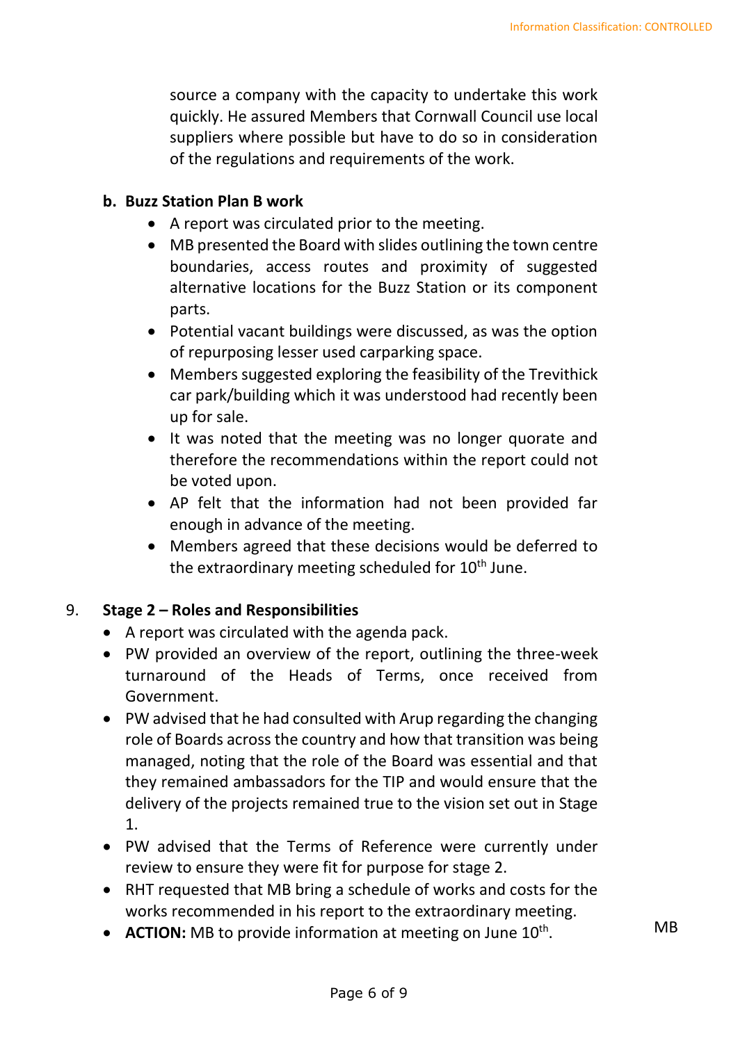source a company with the capacity to undertake this work quickly. He assured Members that Cornwall Council use local suppliers where possible but have to do so in consideration of the regulations and requirements of the work.

**b. Buzz Station Plan B work**

- A report was circulated prior to the meeting.
- MB presented the Board with slides outlining the town centre boundaries, access routes and proximity of suggested alternative locations for the Buzz Station or its component parts.
- Potential vacant buildings were discussed, as was the option of repurposing lesser used carparking space.
- Members suggested exploring the feasibility of the Trevithick car park/building which it was understood had recently been up for sale.
- It was noted that the meeting was no longer quorate and therefore the recommendations within the report could not be voted upon.
- AP felt that the information had not been provided far enough in advance of the meeting.
- Members agreed that these decisions would be deferred to the extraordinary meeting scheduled for 10th June.

9. **Stage 2 – Roles and Responsibilities**

- A report was circulated with the agenda pack.
- PW provided an overview of the report, outlining the three-week turnaround of the Heads of Terms, once received from Government.
- PW advised that he had consulted with Arup regarding the changing role of Boards across the country and how that transition was being managed, noting that the role of the Board was essential and that they remained ambassadors for the TIP and would ensure that the delivery of the projects remained true to the vision set out in Stage 1.
- PW advised that the Terms of Reference were currently under review to ensure they were fit for purpose for stage 2.
- RHT requested that MB bring a schedule of works and costs for the works recommended in his report to the extraordinary meeting.
- **ACTION:** MB to provide information at meeting on June 10th. — MB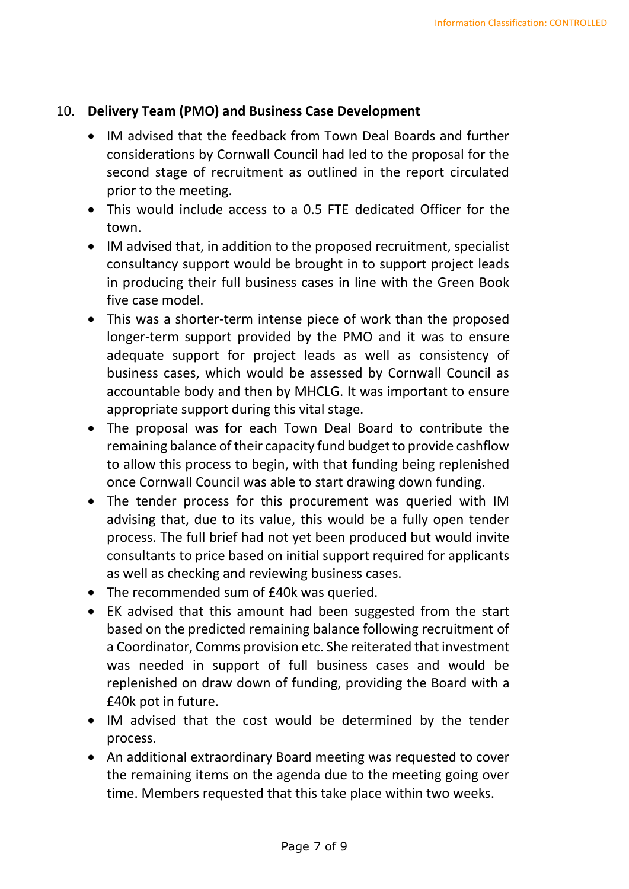10. **Delivery Team (PMO) and Business Case Development**

- IM advised that the feedback from Town Deal Boards and further considerations by Cornwall Council had led to the proposal for the second stage of recruitment as outlined in the report circulated prior to the meeting.
- This would include access to a 0.5 FTE dedicated Officer for the town.
- IM advised that, in addition to the proposed recruitment, specialist consultancy support would be brought in to support project leads in producing their full business cases in line with the Green Book five case model.
- This was a shorter-term intense piece of work than the proposed longer-term support provided by the PMO and it was to ensure adequate support for project leads as well as consistency of business cases, which would be assessed by Cornwall Council as accountable body and then by MHCLG. It was important to ensure appropriate support during this vital stage.
- The proposal was for each Town Deal Board to contribute the remaining balance of their capacity fund budget to provide cashflow to allow this process to begin, with that funding being replenished once Cornwall Council was able to start drawing down funding.
- The tender process for this procurement was queried with IM advising that, due to its value, this would be a fully open tender process. The full brief had not yet been produced but would invite consultants to price based on initial support required for applicants as well as checking and reviewing business cases.
- The recommended sum of £40k was queried.
- EK advised that this amount had been suggested from the start based on the predicted remaining balance following recruitment of a Coordinator, Comms provision etc. She reiterated that investment was needed in support of full business cases and would be replenished on draw down of funding, providing the Board with a £40k pot in future.
- IM advised that the cost would be determined by the tender process.
- An additional extraordinary Board meeting was requested to cover the remaining items on the agenda due to the meeting going over time. Members requested that this take place within two weeks.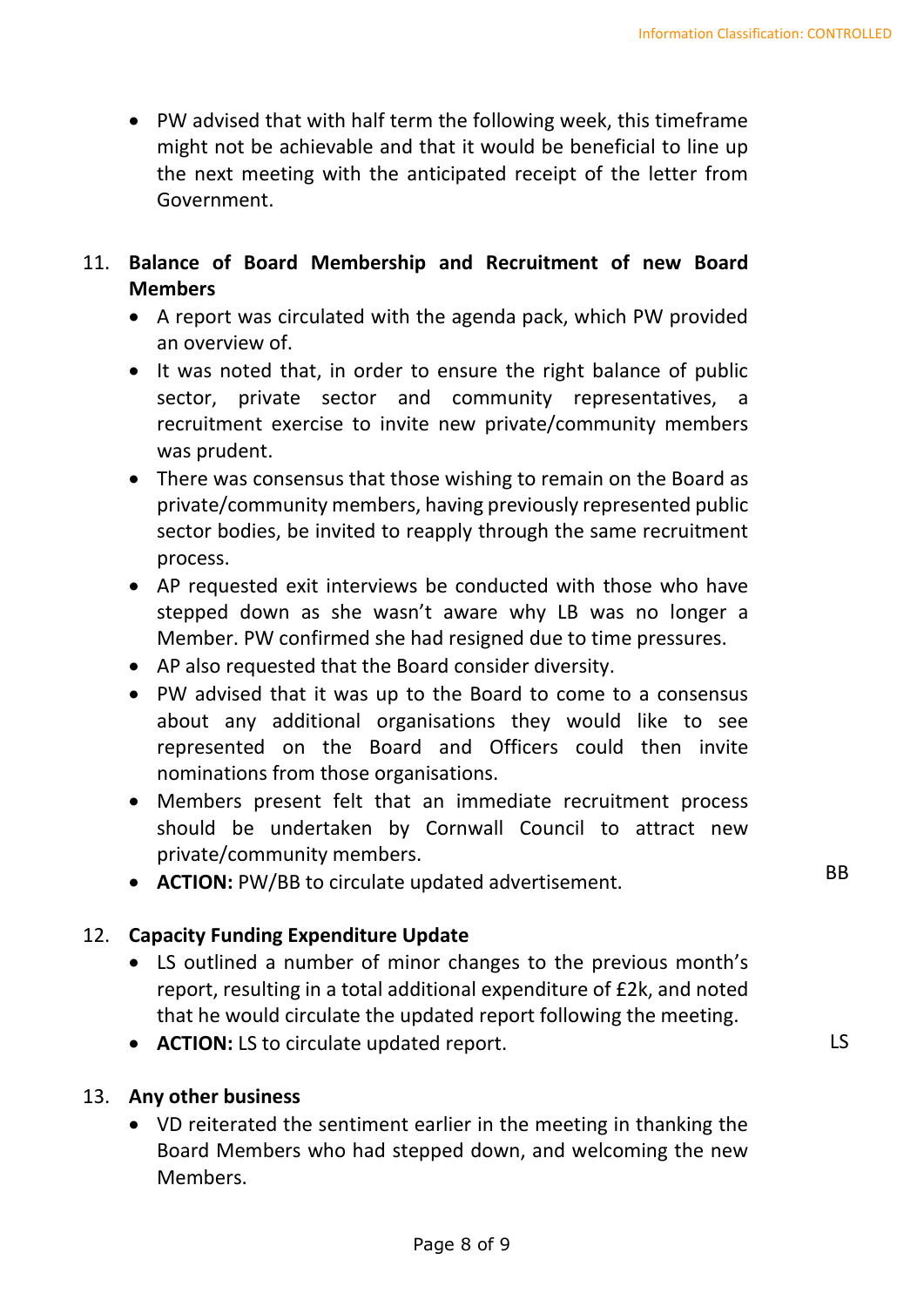- PW advised that with half term the following week, this timeframe might not be achievable and that it would be beneficial to line up the next meeting with the anticipated receipt of the letter from Government.

11. **Balance of Board Membership and Recruitment of new Board Members**
    - A report was circulated with the agenda pack, which PW provided an overview of.
    - It was noted that, in order to ensure the right balance of public sector, private sector and community representatives, a recruitment exercise to invite new private/community members was prudent.
    - There was consensus that those wishing to remain on the Board as private/community members, having previously represented public sector bodies, be invited to reapply through the same recruitment process.
    - AP requested exit interviews be conducted with those who have stepped down as she wasn't aware why LB was no longer a Member. PW confirmed she had resigned due to time pressures.
    - AP also requested that the Board consider diversity.
    - PW advised that it was up to the Board to come to a consensus about any additional organisations they would like to see represented on the Board and Officers could then invite nominations from those organisations.
    - Members present felt that an immediate recruitment process should be undertaken by Cornwall Council to attract new private/community members.
    - **ACTION:** PW/BB to circulate updated advertisement. — BB

12. **Capacity Funding Expenditure Update**
    - LS outlined a number of minor changes to the previous month's report, resulting in a total additional expenditure of £2k, and noted that he would circulate the updated report following the meeting.
    - **ACTION:** LS to circulate updated report. — LS

13. **Any other business**
    - VD reiterated the sentiment earlier in the meeting in thanking the Board Members who had stepped down, and welcoming the new Members.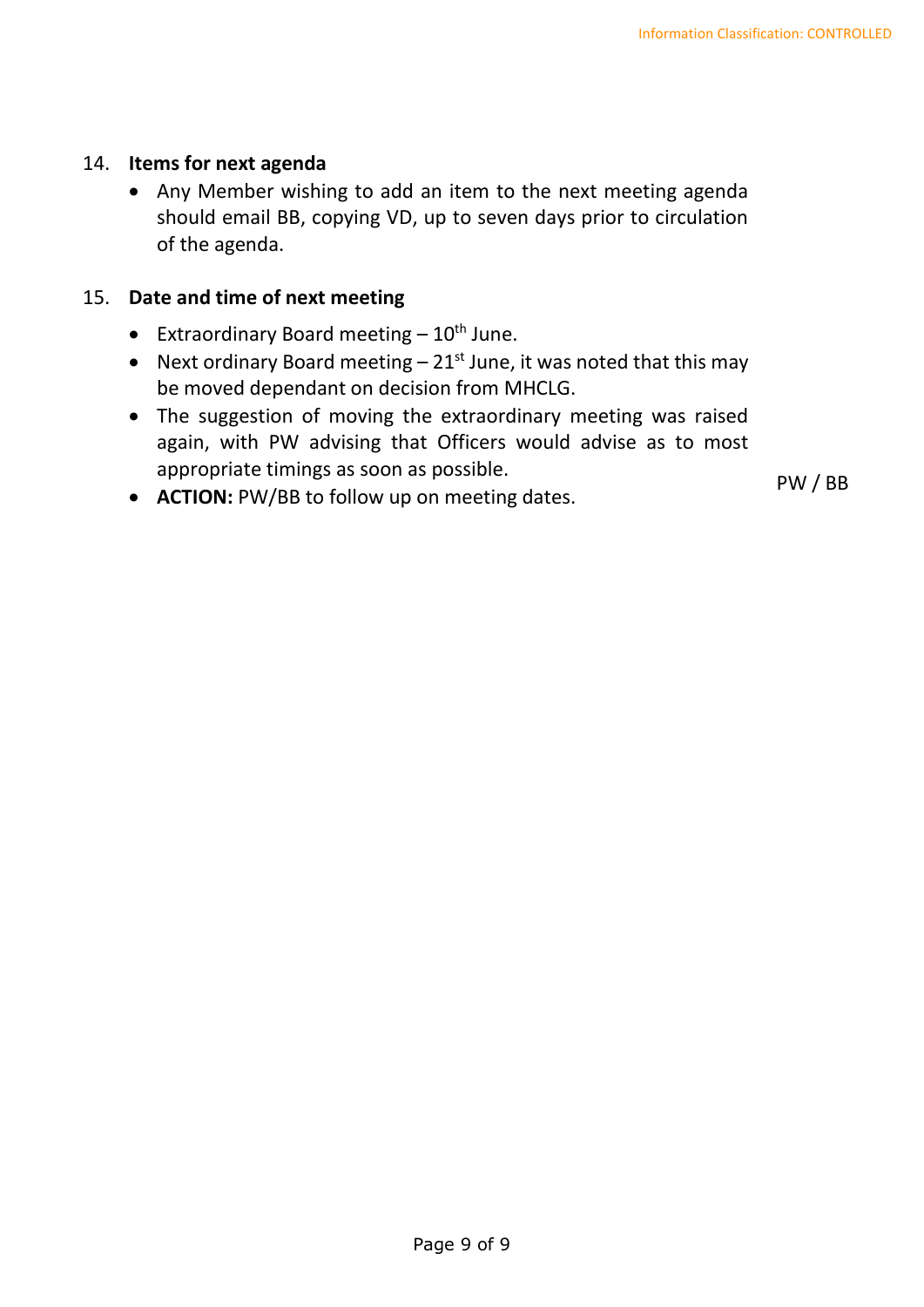14. **Items for next agenda**
    - Any Member wishing to add an item to the next meeting agenda should email BB, copying VD, up to seven days prior to circulation of the agenda.

15. **Date and time of next meeting**
    - Extraordinary Board meeting – 10th June.
    - Next ordinary Board meeting – 21st June, it was noted that this may be moved dependant on decision from MHCLG.
    - The suggestion of moving the extraordinary meeting was raised again, with PW advising that Officers would advise as to most appropriate timings as soon as possible.
    - **ACTION:** PW/BB to follow up on meeting dates.

PW / BB